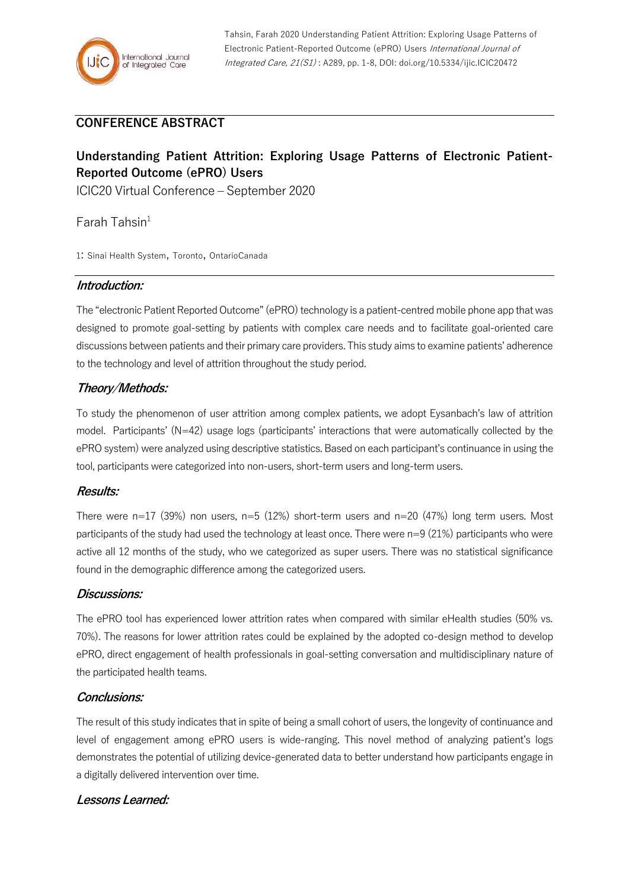Tahsin, Farah 2020 Understanding Patient Attrition: Exploring Usage Patterns of Electronic Patient-Reported Outcome (ePRO) Users *International Journal of Integrated Care, 21(S1)* : A289, pp. 1-8, DOI: doi.org/10.5334/ijic.ICIC20472

## CONFERENCE ABSTRACT

# Understanding Patient Attrition: Exploring Usage Patterns of Electronic Patient-Reported Outcome (ePRO) Users

ICIC20 Virtual Conference – September 2020

Farah Tahsin[1]

1: Sinai Health System, Toronto, OntarioCanada

### *Introduction:*

The "electronic Patient Reported Outcome" (ePRO) technology is a patient-centred mobile phone app that was designed to promote goal-setting by patients with complex care needs and to facilitate goal-oriented care discussions between patients and their primary care providers. This study aims to examine patients' adherence to the technology and level of attrition throughout the study period.

### *Theory/Methods:*

To study the phenomenon of user attrition among complex patients, we adopt Eysanbach's law of attrition model. Participants' (N=42) usage logs (participants' interactions that were automatically collected by the ePRO system) were analyzed using descriptive statistics. Based on each participant's continuance in using the tool, participants were categorized into non-users, short-term users and long-term users.

### *Results:*

There were n=17 (39%) non users, n=5 (12%) short-term users and n=20 (47%) long term users. Most participants of the study had used the technology at least once. There were n=9 (21%) participants who were active all 12 months of the study, who we categorized as super users. There was no statistical significance found in the demographic difference among the categorized users.

### *Discussions:*

The ePRO tool has experienced lower attrition rates when compared with similar eHealth studies (50% vs. 70%). The reasons for lower attrition rates could be explained by the adopted co-design method to develop ePRO, direct engagement of health professionals in goal-setting conversation and multidisciplinary nature of the participated health teams.

### *Conclusions:*

The result of this study indicates that in spite of being a small cohort of users, the longevity of continuance and level of engagement among ePRO users is wide-ranging. This novel method of analyzing patient's logs demonstrates the potential of utilizing device-generated data to better understand how participants engage in a digitally delivered intervention over time.

### *Lessons Learned:*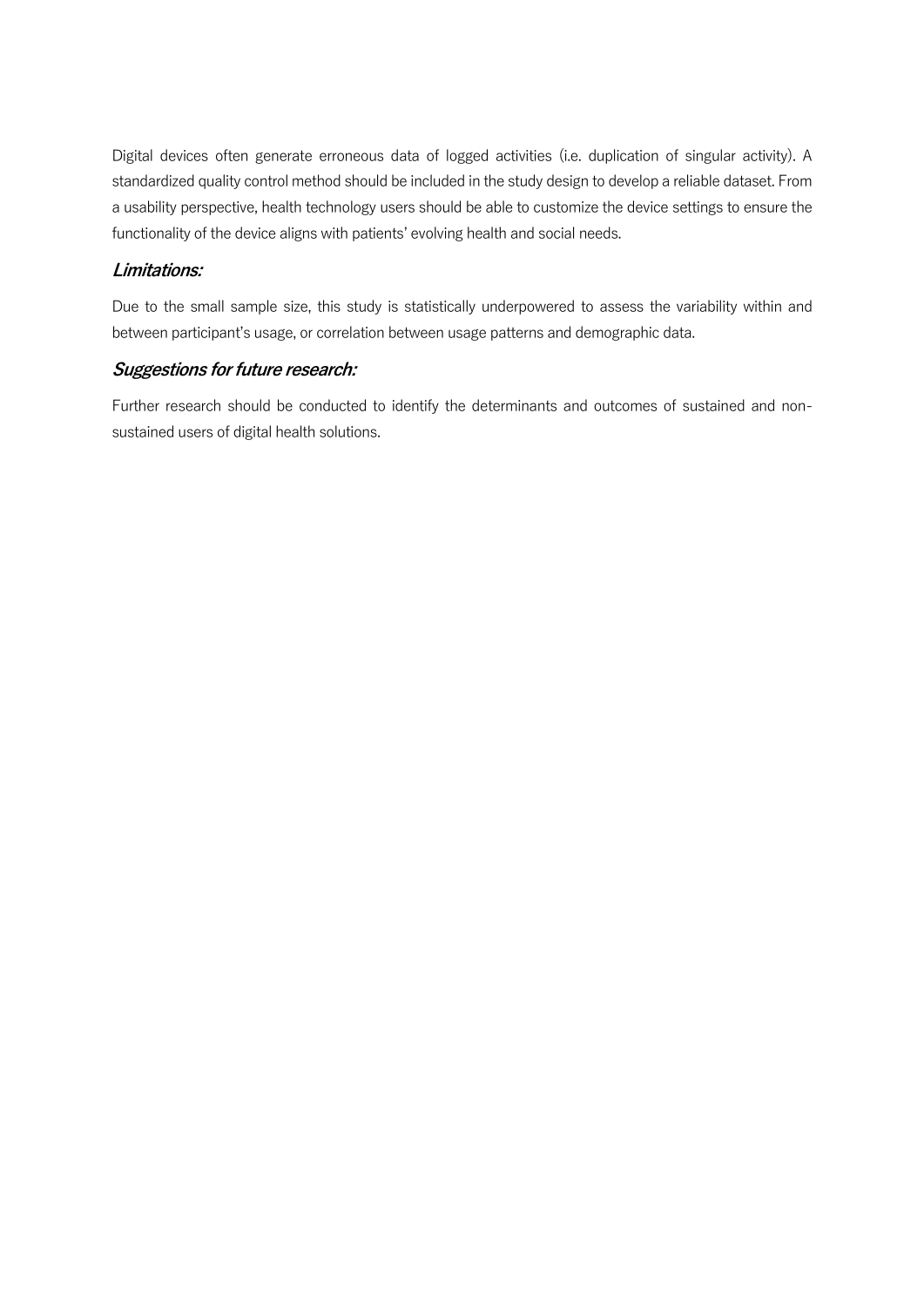Digital devices often generate erroneous data of logged activities (i.e. duplication of singular activity). A standardized quality control method should be included in the study design to develop a reliable dataset. From a usability perspective, health technology users should be able to customize the device settings to ensure the functionality of the device aligns with patients' evolving health and social needs.

### *Limitations:*

Due to the small sample size, this study is statistically underpowered to assess the variability within and between participant's usage, or correlation between usage patterns and demographic data.

### *Suggestions for future research:*

Further research should be conducted to identify the determinants and outcomes of sustained and non-sustained users of digital health solutions.